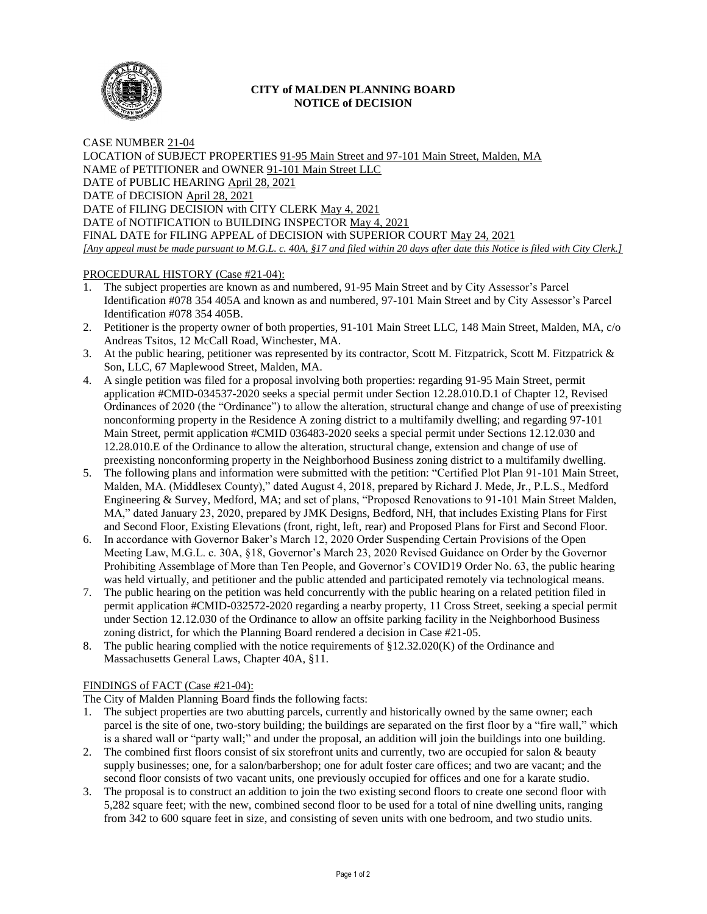## CITY of MALDEN PLANNING BOARD
## NOTICE of DECISION

CASE NUMBER 21-04
LOCATION of SUBJECT PROPERTIES 91-95 Main Street and 97-101 Main Street, Malden, MA
NAME of PETITIONER and OWNER 91-101 Main Street LLC
DATE of PUBLIC HEARING April 28, 2021
DATE of DECISION April 28, 2021
DATE of FILING DECISION with CITY CLERK May 4, 2021
DATE of NOTIFICATION to BUILDING INSPECTOR May 4, 2021
FINAL DATE for FILING APPEAL of DECISION with SUPERIOR COURT May 24, 2021
*[Any appeal must be made pursuant to M.G.L. c. 40A, §17 and filed within 20 days after date this Notice is filed with City Clerk.]*

PROCEDURAL HISTORY (Case #21-04):

1. The subject properties are known as and numbered, 91-95 Main Street and by City Assessor's Parcel Identification #078 354 405A and known as and numbered, 97-101 Main Street and by City Assessor's Parcel Identification #078 354 405B.
2. Petitioner is the property owner of both properties, 91-101 Main Street LLC, 148 Main Street, Malden, MA, c/o Andreas Tsitos, 12 McCall Road, Winchester, MA.
3. At the public hearing, petitioner was represented by its contractor, Scott M. Fitzpatrick, Scott M. Fitzpatrick & Son, LLC, 67 Maplewood Street, Malden, MA.
4. A single petition was filed for a proposal involving both properties: regarding 91-95 Main Street, permit application #CMID-034537-2020 seeks a special permit under Section 12.28.010.D.1 of Chapter 12, Revised Ordinances of 2020 (the "Ordinance") to allow the alteration, structural change and change of use of preexisting nonconforming property in the Residence A zoning district to a multifamily dwelling; and regarding 97-101 Main Street, permit application #CMID 036483-2020 seeks a special permit under Sections 12.12.030 and 12.28.010.E of the Ordinance to allow the alteration, structural change, extension and change of use of preexisting nonconforming property in the Neighborhood Business zoning district to a multifamily dwelling.
5. The following plans and information were submitted with the petition: "Certified Plot Plan 91-101 Main Street, Malden, MA. (Middlesex County)," dated August 4, 2018, prepared by Richard J. Mede, Jr., P.L.S., Medford Engineering & Survey, Medford, MA; and set of plans, "Proposed Renovations to 91-101 Main Street Malden, MA," dated January 23, 2020, prepared by JMK Designs, Bedford, NH, that includes Existing Plans for First and Second Floor, Existing Elevations (front, right, left, rear) and Proposed Plans for First and Second Floor.
6. In accordance with Governor Baker's March 12, 2020 Order Suspending Certain Provisions of the Open Meeting Law, M.G.L. c. 30A, §18, Governor's March 23, 2020 Revised Guidance on Order by the Governor Prohibiting Assemblage of More than Ten People, and Governor's COVID19 Order No. 63, the public hearing was held virtually, and petitioner and the public attended and participated remotely via technological means.
7. The public hearing on the petition was held concurrently with the public hearing on a related petition filed in permit application #CMID-032572-2020 regarding a nearby property, 11 Cross Street, seeking a special permit under Section 12.12.030 of the Ordinance to allow an offsite parking facility in the Neighborhood Business zoning district, for which the Planning Board rendered a decision in Case #21-05.
8. The public hearing complied with the notice requirements of §12.32.020(K) of the Ordinance and Massachusetts General Laws, Chapter 40A, §11.

FINDINGS of FACT (Case #21-04):

The City of Malden Planning Board finds the following facts:

1. The subject properties are two abutting parcels, currently and historically owned by the same owner; each parcel is the site of one, two-story building; the buildings are separated on the first floor by a "fire wall," which is a shared wall or "party wall;" and under the proposal, an addition will join the buildings into one building.
2. The combined first floors consist of six storefront units and currently, two are occupied for salon & beauty supply businesses; one, for a salon/barbershop; one for adult foster care offices; and two are vacant; and the second floor consists of two vacant units, one previously occupied for offices and one for a karate studio.
3. The proposal is to construct an addition to join the two existing second floors to create one second floor with 5,282 square feet; with the new, combined second floor to be used for a total of nine dwelling units, ranging from 342 to 600 square feet in size, and consisting of seven units with one bedroom, and two studio units.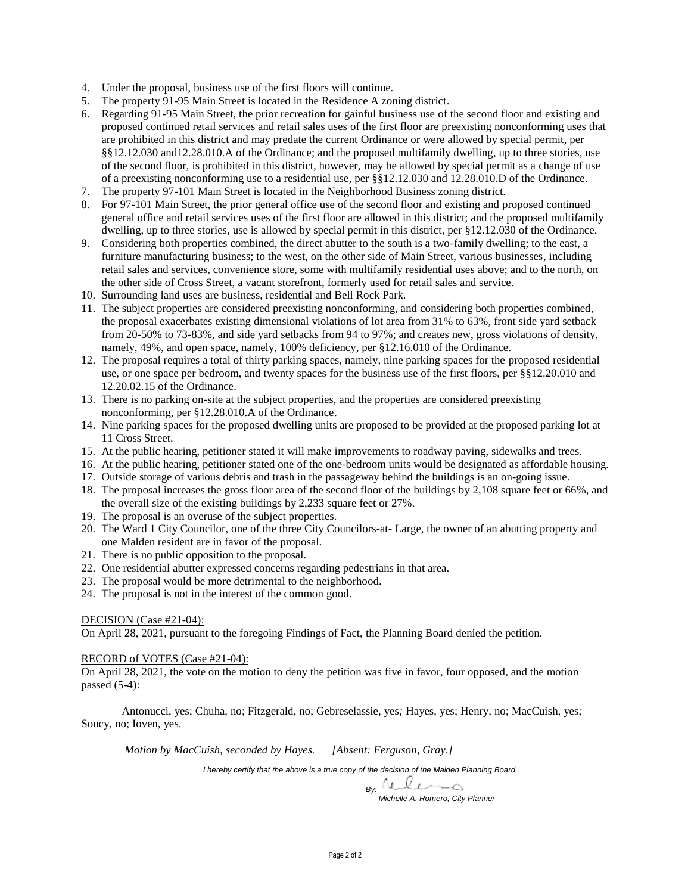4. Under the proposal, business use of the first floors will continue.
5. The property 91-95 Main Street is located in the Residence A zoning district.
6. Regarding 91-95 Main Street, the prior recreation for gainful business use of the second floor and existing and proposed continued retail services and retail sales uses of the first floor are preexisting nonconforming uses that are prohibited in this district and may predate the current Ordinance or were allowed by special permit, per §§12.12.030 and12.28.010.A of the Ordinance; and the proposed multifamily dwelling, up to three stories, use of the second floor, is prohibited in this district, however, may be allowed by special permit as a change of use of a preexisting nonconforming use to a residential use, per §§12.12.030 and 12.28.010.D of the Ordinance.
7. The property 97-101 Main Street is located in the Neighborhood Business zoning district.
8. For 97-101 Main Street, the prior general office use of the second floor and existing and proposed continued general office and retail services uses of the first floor are allowed in this district; and the proposed multifamily dwelling, up to three stories, use is allowed by special permit in this district, per §12.12.030 of the Ordinance.
9. Considering both properties combined, the direct abutter to the south is a two-family dwelling; to the east, a furniture manufacturing business; to the west, on the other side of Main Street, various businesses, including retail sales and services, convenience store, some with multifamily residential uses above; and to the north, on the other side of Cross Street, a vacant storefront, formerly used for retail sales and service.
10. Surrounding land uses are business, residential and Bell Rock Park.
11. The subject properties are considered preexisting nonconforming, and considering both properties combined, the proposal exacerbates existing dimensional violations of lot area from 31% to 63%, front side yard setback from 20-50% to 73-83%, and side yard setbacks from 94 to 97%; and creates new, gross violations of density, namely, 49%, and open space, namely, 100% deficiency, per §12.16.010 of the Ordinance.
12. The proposal requires a total of thirty parking spaces, namely, nine parking spaces for the proposed residential use, or one space per bedroom, and twenty spaces for the business use of the first floors, per §§12.20.010 and 12.20.02.15 of the Ordinance.
13. There is no parking on-site at the subject properties, and the properties are considered preexisting nonconforming, per §12.28.010.A of the Ordinance.
14. Nine parking spaces for the proposed dwelling units are proposed to be provided at the proposed parking lot at 11 Cross Street.
15. At the public hearing, petitioner stated it will make improvements to roadway paving, sidewalks and trees.
16. At the public hearing, petitioner stated one of the one-bedroom units would be designated as affordable housing.
17. Outside storage of various debris and trash in the passageway behind the buildings is an on-going issue.
18. The proposal increases the gross floor area of the second floor of the buildings by 2,108 square feet or 66%, and the overall size of the existing buildings by 2,233 square feet or 27%.
19. The proposal is an overuse of the subject properties.
20. The Ward 1 City Councilor, one of the three City Councilors-at- Large, the owner of an abutting property and one Malden resident are in favor of the proposal.
21. There is no public opposition to the proposal.
22. One residential abutter expressed concerns regarding pedestrians in that area.
23. The proposal would be more detrimental to the neighborhood.
24. The proposal is not in the interest of the common good.

DECISION (Case #21-04):

On April 28, 2021, pursuant to the foregoing Findings of Fact, the Planning Board denied the petition.

RECORD of VOTES (Case #21-04):

On April 28, 2021, the vote on the motion to deny the petition was five in favor, four opposed, and the motion passed (5-4):

Antonucci, yes; Chuha, no; Fitzgerald, no; Gebreselassie, yes; Hayes, yes; Henry, no; MacCuish, yes; Soucy, no; Ioven, yes.

*Motion by MacCuish, seconded by Hayes. [Absent: Ferguson, Gray.]*

*I hereby certify that the above is a true copy of the decision of the Malden Planning Board.*

*By:* [signature]
*Michelle A. Romero, City Planner*